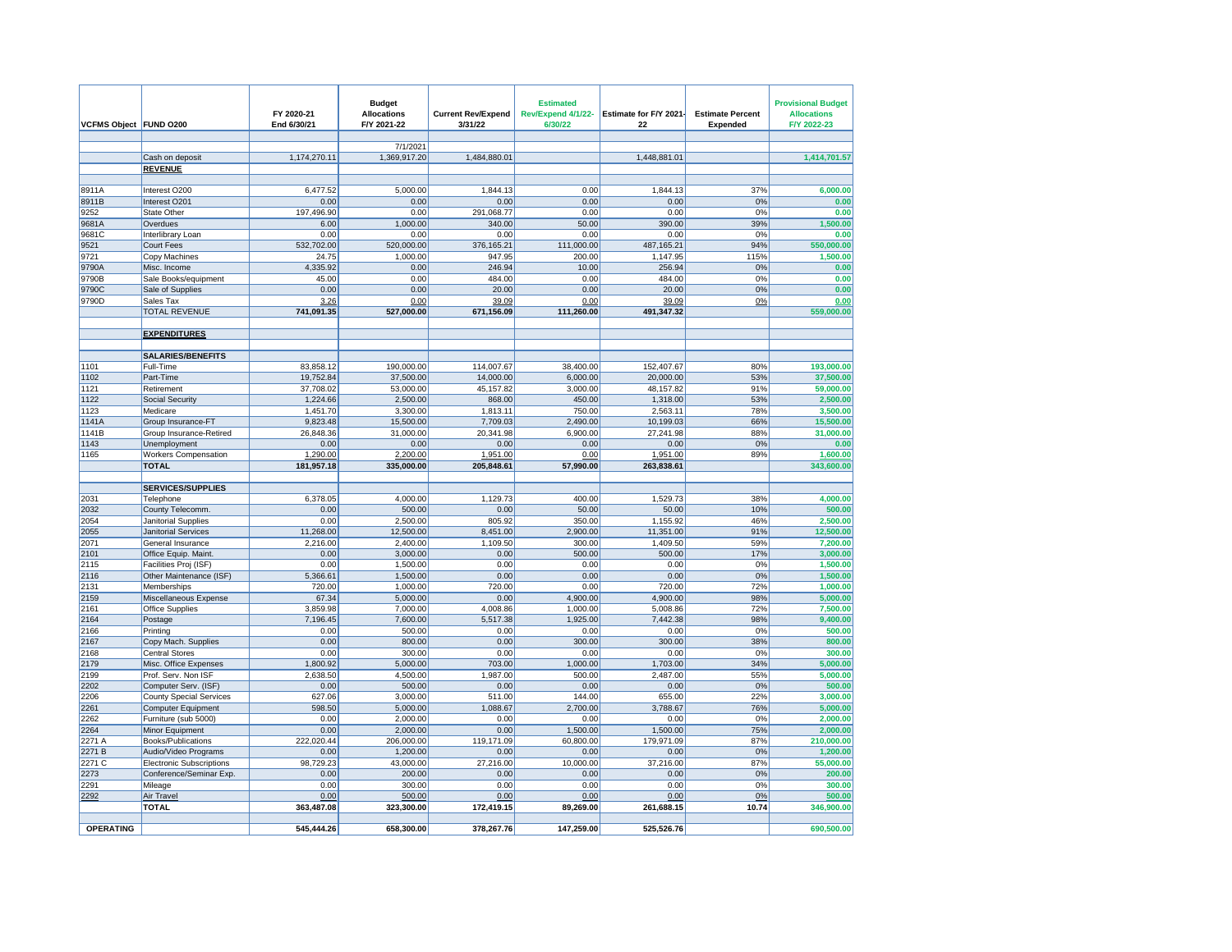| VCFMS Object | FUND O200 | FY 2020-21 End 6/30/21 | Budget Allocations F/Y 2021-22 | Current Rev/Expend 3/31/22 | Estimated Rev/Expend 4/1/22-6/30/22 | Estimate for F/Y 2021-22 | Estimate Percent Expended | Provisional Budget Allocations F/Y 2022-23 |
|---|---|---|---|---|---|---|---|---|
| | | | 7/1/2021 | | | | | |
| | Cash on deposit | 1,174,270.11 | 1,369,917.20 | 1,484,880.01 | | 1,448,881.01 | | 1,414,701.57 |
| | **REVENUE** | | | | | | | |
| 8911A | Interest O200 | 6,477.52 | 5,000.00 | 1,844.13 | 0.00 | 1,844.13 | 37% | 6,000.00 |
| 8911B | Interest O201 | 0.00 | 0.00 | 0.00 | 0.00 | 0.00 | 0% | 0.00 |
| 9252 | State Other | 197,496.90 | 0.00 | 291,068.77 | 0.00 | 0.00 | 0% | 0.00 |
| 9681A | Overdues | 6.00 | 1,000.00 | 340.00 | 50.00 | 390.00 | 39% | 1,500.00 |
| 9681C | Interlibrary Loan | 0.00 | 0.00 | 0.00 | 0.00 | 0.00 | 0% | 0.00 |
| 9521 | Court Fees | 532,702.00 | 520,000.00 | 376,165.21 | 111,000.00 | 487,165.21 | 94% | 550,000.00 |
| 9721 | Copy Machines | 24.75 | 1,000.00 | 947.95 | 200.00 | 1,147.95 | 115% | 1,500.00 |
| 9790A | Misc. Income | 4,335.92 | 0.00 | 246.94 | 10.00 | 256.94 | 0% | 0.00 |
| 9790B | Sale Books/equipment | 45.00 | 0.00 | 484.00 | 0.00 | 484.00 | 0% | 0.00 |
| 9790C | Sale of Supplies | 0.00 | 0.00 | 20.00 | 0.00 | 20.00 | 0% | 0.00 |
| 9790D | Sales Tax | 3.26 | 0.00 | 39.09 | 0.00 | 39.09 | 0% | 0.00 |
| | TOTAL REVENUE | 741,091.35 | 527,000.00 | 671,156.09 | 111,260.00 | 491,347.32 | | 559,000.00 |
| | **EXPENDITURES** | | | | | | | |
| | **SALARIES/BENEFITS** | | | | | | | |
| 1101 | Full-Time | 83,858.12 | 190,000.00 | 114,007.67 | 38,400.00 | 152,407.67 | 80% | 193,000.00 |
| 1102 | Part-Time | 19,752.84 | 37,500.00 | 14,000.00 | 6,000.00 | 20,000.00 | 53% | 37,500.00 |
| 1121 | Retirement | 37,708.02 | 53,000.00 | 45,157.82 | 3,000.00 | 48,157.82 | 91% | 59,000.00 |
| 1122 | Social Security | 1,224.66 | 2,500.00 | 868.00 | 450.00 | 1,318.00 | 53% | 2,500.00 |
| 1123 | Medicare | 1,451.70 | 3,300.00 | 1,813.11 | 750.00 | 2,563.11 | 78% | 3,500.00 |
| 1141A | Group Insurance-FT | 9,823.48 | 15,500.00 | 7,709.03 | 2,490.00 | 10,199.03 | 66% | 15,500.00 |
| 1141B | Group Insurance-Retired | 26,848.36 | 31,000.00 | 20,341.98 | 6,900.00 | 27,241.98 | 88% | 31,000.00 |
| 1143 | Unemployment | 0.00 | 0.00 | 0.00 | 0.00 | 0.00 | 0% | 0.00 |
| 1165 | Workers Compensation | 1,290.00 | 2,200.00 | 1,951.00 | 0.00 | 1,951.00 | 89% | 1,600.00 |
| | **TOTAL** | 181,957.18 | 335,000.00 | 205,848.61 | 57,990.00 | 263,838.61 | | 343,600.00 |
| | **SERVICES/SUPPLIES** | | | | | | | |
| 2031 | Telephone | 6,378.05 | 4,000.00 | 1,129.73 | 400.00 | 1,529.73 | 38% | 4,000.00 |
| 2032 | County Telecomm. | 0.00 | 500.00 | 0.00 | 50.00 | 50.00 | 10% | 500.00 |
| 2054 | Janitorial Supplies | 0.00 | 2,500.00 | 805.92 | 350.00 | 1,155.92 | 46% | 2,500.00 |
| 2055 | Janitorial Services | 11,268.00 | 12,500.00 | 8,451.00 | 2,900.00 | 11,351.00 | 91% | 12,500.00 |
| 2071 | General Insurance | 2,216.00 | 2,400.00 | 1,109.50 | 300.00 | 1,409.50 | 59% | 7,200.00 |
| 2101 | Office Equip. Maint. | 0.00 | 3,000.00 | 0.00 | 500.00 | 500.00 | 17% | 3,000.00 |
| 2115 | Facilities Proj (ISF) | 0.00 | 1,500.00 | 0.00 | 0.00 | 0.00 | 0% | 1,500.00 |
| 2116 | Other Maintenance (ISF) | 5,366.61 | 1,500.00 | 0.00 | 0.00 | 0.00 | 0% | 1,500.00 |
| 2131 | Memberships | 720.00 | 1,000.00 | 720.00 | 0.00 | 720.00 | 72% | 1,000.00 |
| 2159 | Miscellaneous Expense | 67.34 | 5,000.00 | 0.00 | 4,900.00 | 4,900.00 | 98% | 5,000.00 |
| 2161 | Office Supplies | 3,859.98 | 7,000.00 | 4,008.86 | 1,000.00 | 5,008.86 | 72% | 7,500.00 |
| 2164 | Postage | 7,196.45 | 7,600.00 | 5,517.38 | 1,925.00 | 7,442.38 | 98% | 9,400.00 |
| 2166 | Printing | 0.00 | 500.00 | 0.00 | 0.00 | 0.00 | 0% | 500.00 |
| 2167 | Copy Mach. Supplies | 0.00 | 800.00 | 0.00 | 300.00 | 300.00 | 38% | 800.00 |
| 2168 | Central Stores | 0.00 | 300.00 | 0.00 | 0.00 | 0.00 | 0% | 300.00 |
| 2179 | Misc. Office Expenses | 1,800.92 | 5,000.00 | 703.00 | 1,000.00 | 1,703.00 | 34% | 5,000.00 |
| 2199 | Prof. Serv. Non ISF | 2,638.50 | 4,500.00 | 1,987.00 | 500.00 | 2,487.00 | 55% | 5,000.00 |
| 2202 | Computer Serv. (ISF) | 0.00 | 500.00 | 0.00 | 0.00 | 0.00 | 0% | 500.00 |
| 2206 | County Special Services | 627.06 | 3,000.00 | 511.00 | 144.00 | 655.00 | 22% | 3,000.00 |
| 2261 | Computer Equipment | 598.50 | 5,000.00 | 1,088.67 | 2,700.00 | 3,788.67 | 76% | 5,000.00 |
| 2262 | Furniture (sub 5000) | 0.00 | 2,000.00 | 0.00 | 0.00 | 0.00 | 0% | 2,000.00 |
| 2264 | Minor Equipment | 0.00 | 2,000.00 | 0.00 | 1,500.00 | 1,500.00 | 75% | 2,000.00 |
| 2271 A | Books/Publications | 222,020.44 | 206,000.00 | 119,171.09 | 60,800.00 | 179,971.09 | 87% | 210,000.00 |
| 2271 B | Audio/Video Programs | 0.00 | 1,200.00 | 0.00 | 0.00 | 0.00 | 0% | 1,200.00 |
| 2271 C | Electronic Subscriptions | 98,729.23 | 43,000.00 | 27,216.00 | 10,000.00 | 37,216.00 | 87% | 55,000.00 |
| 2273 | Conference/Seminar Exp. | 0.00 | 200.00 | 0.00 | 0.00 | 0.00 | 0% | 200.00 |
| 2291 | Mileage | 0.00 | 300.00 | 0.00 | 0.00 | 0.00 | 0% | 300.00 |
| 2292 | Air Travel | 0.00 | 500.00 | 0.00 | 0.00 | 0.00 | 0% | 500.00 |
| | **TOTAL** | 363,487.08 | 323,300.00 | 172,419.15 | 89,269.00 | 261,688.15 | 10.74 | 346,900.00 |
| **OPERATING** | | 545,444.26 | 658,300.00 | 378,267.76 | 147,259.00 | 525,526.76 | | 690,500.00 |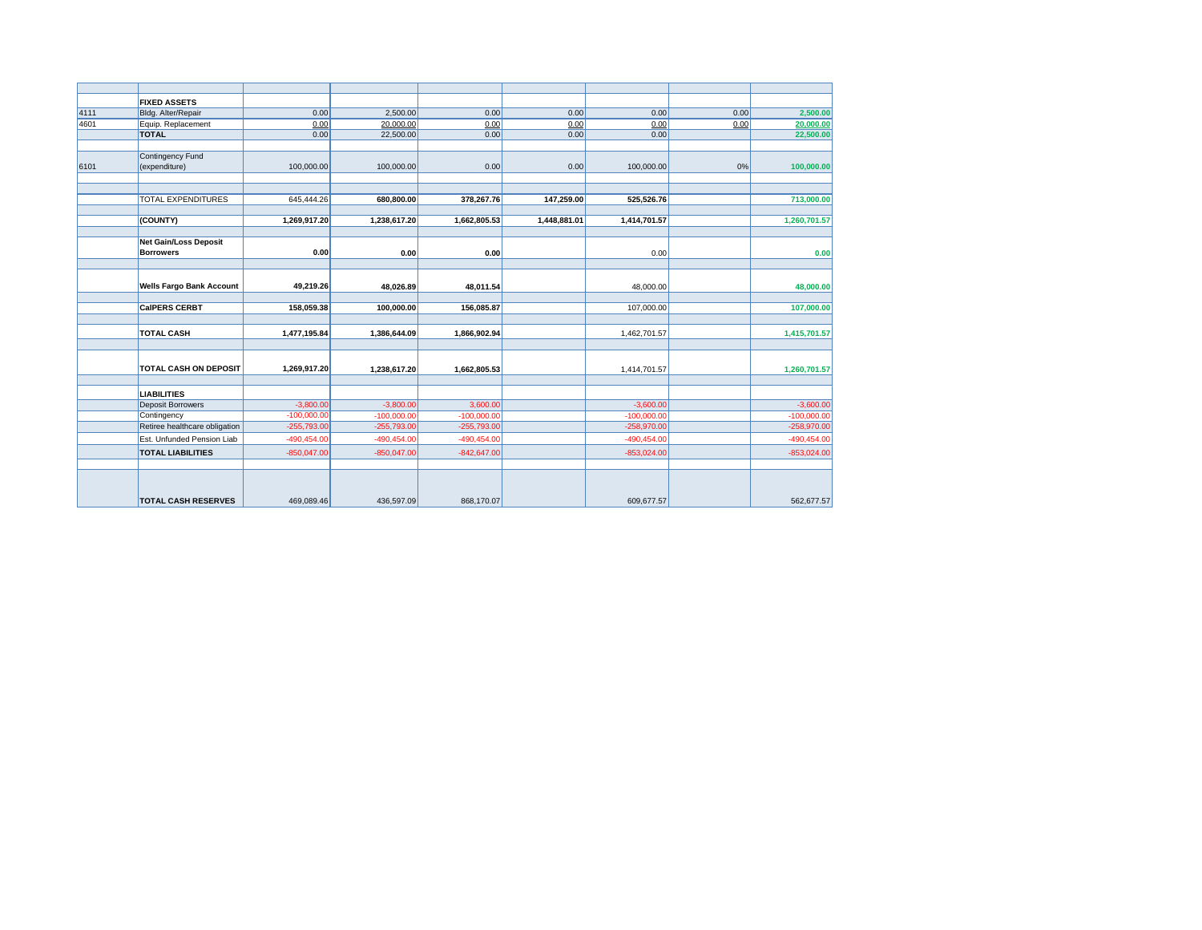| | | | | | | | | |
|---|---|---|---|---|---|---|---|---|
| | **FIXED ASSETS** | | | | | | | |
| 4111 | Bldg. Alter/Repair | 0.00 | 2,500.00 | 0.00 | 0.00 | 0.00 | 0.00 | 2,500.00 |
| 4601 | Equip. Replacement | 0.00 | 20,000.00 | 0.00 | 0.00 | 0.00 | 0.00 | 20,000.00 |
| | **TOTAL** | 0.00 | 22,500.00 | 0.00 | 0.00 | 0.00 | | 22,500.00 |
| | | | | | | | | |
| 6101 | Contingency Fund (expenditure) | 100,000.00 | 100,000.00 | 0.00 | 0.00 | 100,000.00 | 0% | 100,000.00 |
| | | | | | | | | |
| | TOTAL EXPENDITURES | 645,444.26 | **680,800.00** | **378,267.76** | **147,259.00** | **525,526.76** | | 713,000.00 |
| | | | | | | | | |
| | **(COUNTY)** | **1,269,917.20** | **1,238,617.20** | **1,662,805.53** | **1,448,881.01** | **1,414,701.57** | | 1,260,701.57 |
| | | | | | | | | |
| | **Net Gain/Loss Deposit Borrowers** | **0.00** | **0.00** | **0.00** | | 0.00 | | 0.00 |
| | | | | | | | | |
| | **Wells Fargo Bank Account** | **49,219.26** | **48,026.89** | **48,011.54** | | 48,000.00 | | 48,000.00 |
| | | | | | | | | |
| | **CalPERS CERBT** | **158,059.38** | **100,000.00** | **156,085.87** | | 107,000.00 | | 107,000.00 |
| | | | | | | | | |
| | **TOTAL CASH** | **1,477,195.84** | **1,386,644.09** | **1,866,902.94** | | 1,462,701.57 | | 1,415,701.57 |
| | | | | | | | | |
| | **TOTAL CASH ON DEPOSIT** | **1,269,917.20** | **1,238,617.20** | **1,662,805.53** | | 1,414,701.57 | | 1,260,701.57 |
| | | | | | | | | |
| | **LIABILITIES** | | | | | | | |
| | Deposit Borrowers | -3,800.00 | -3,800.00 | 3,600.00 | | -3,600.00 | | -3,600.00 |
| | Contingency | -100,000.00 | -100,000.00 | -100,000.00 | | -100,000.00 | | -100,000.00 |
| | Retiree healthcare obligation | -255,793.00 | -255,793.00 | -255,793.00 | | -258,970.00 | | -258,970.00 |
| | Est. Unfunded Pension Liab | -490,454.00 | -490,454.00 | -490,454.00 | | -490,454.00 | | -490,454.00 |
| | **TOTAL LIABILITIES** | -850,047.00 | -850,047.00 | -842,647.00 | | -853,024.00 | | -853,024.00 |
| | | | | | | | | |
| | **TOTAL CASH RESERVES** | 469,089.46 | 436,597.09 | 868,170.07 | | 609,677.57 | | 562,677.57 |